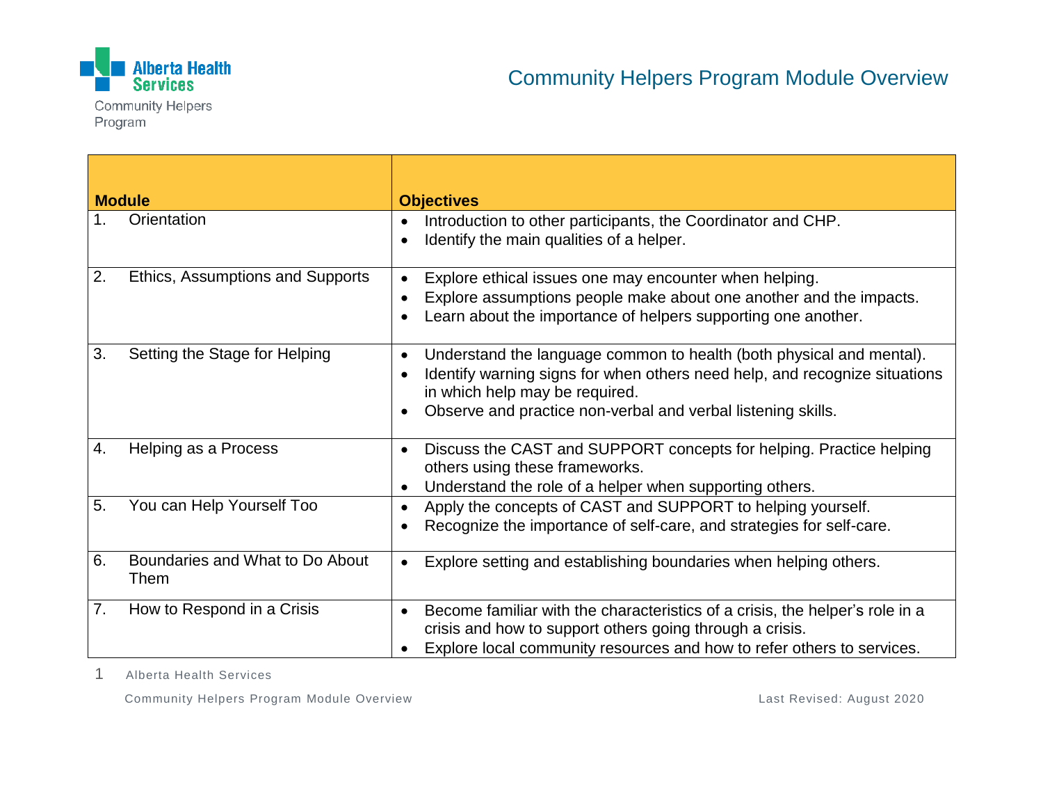Alberta Health Services

Community Helpers Program

# Community Helpers Program Module Overview

| Module | Objectives |
|---|---|
| 1. Orientation | • Introduction to other participants, the Coordinator and CHP.<br>• Identify the main qualities of a helper. |
| 2. Ethics, Assumptions and Supports | • Explore ethical issues one may encounter when helping.<br>• Explore assumptions people make about one another and the impacts.<br>• Learn about the importance of helpers supporting one another. |
| 3. Setting the Stage for Helping | • Understand the language common to health (both physical and mental).<br>• Identify warning signs for when others need help, and recognize situations in which help may be required.<br>• Observe and practice non-verbal and verbal listening skills. |
| 4. Helping as a Process | • Discuss the CAST and SUPPORT concepts for helping. Practice helping others using these frameworks.<br>• Understand the role of a helper when supporting others. |
| 5. You can Help Yourself Too | • Apply the concepts of CAST and SUPPORT to helping yourself.<br>• Recognize the importance of self-care, and strategies for self-care. |
| 6. Boundaries and What to Do About Them | • Explore setting and establishing boundaries when helping others. |
| 7. How to Respond in a Crisis | • Become familiar with the characteristics of a crisis, the helper's role in a crisis and how to support others going through a crisis.<br>• Explore local community resources and how to refer others to services. |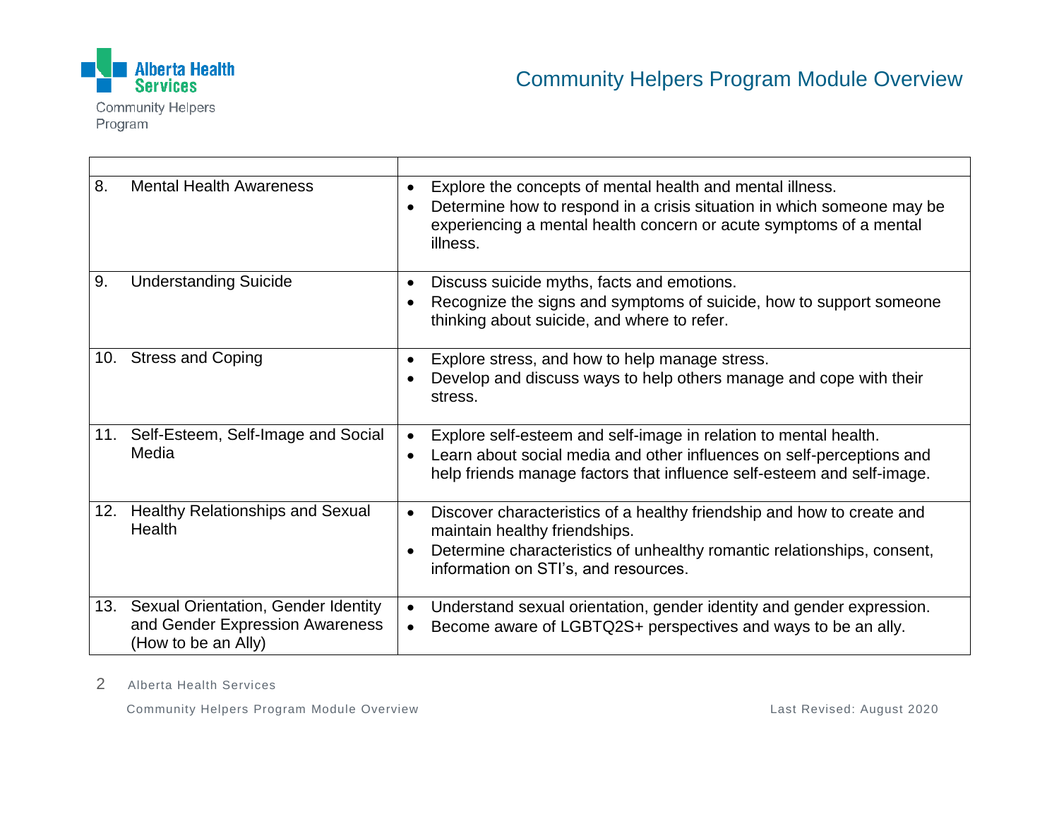| | |
|---|---|
| 8. Mental Health Awareness | • Explore the concepts of mental health and mental illness.<br>• Determine how to respond in a crisis situation in which someone may be experiencing a mental health concern or acute symptoms of a mental illness. |
| 9. Understanding Suicide | • Discuss suicide myths, facts and emotions.<br>• Recognize the signs and symptoms of suicide, how to support someone thinking about suicide, and where to refer. |
| 10. Stress and Coping | • Explore stress, and how to help manage stress.<br>• Develop and discuss ways to help others manage and cope with their stress. |
| 11. Self-Esteem, Self-Image and Social Media | • Explore self-esteem and self-image in relation to mental health.<br>• Learn about social media and other influences on self-perceptions and help friends manage factors that influence self-esteem and self-image. |
| 12. Healthy Relationships and Sexual Health | • Discover characteristics of a healthy friendship and how to create and maintain healthy friendships.<br>• Determine characteristics of unhealthy romantic relationships, consent, information on STI's, and resources. |
| 13. Sexual Orientation, Gender Identity and Gender Expression Awareness (How to be an Ally) | • Understand sexual orientation, gender identity and gender expression.<br>• Become aware of LGBTQ2S+ perspectives and ways to be an ally. |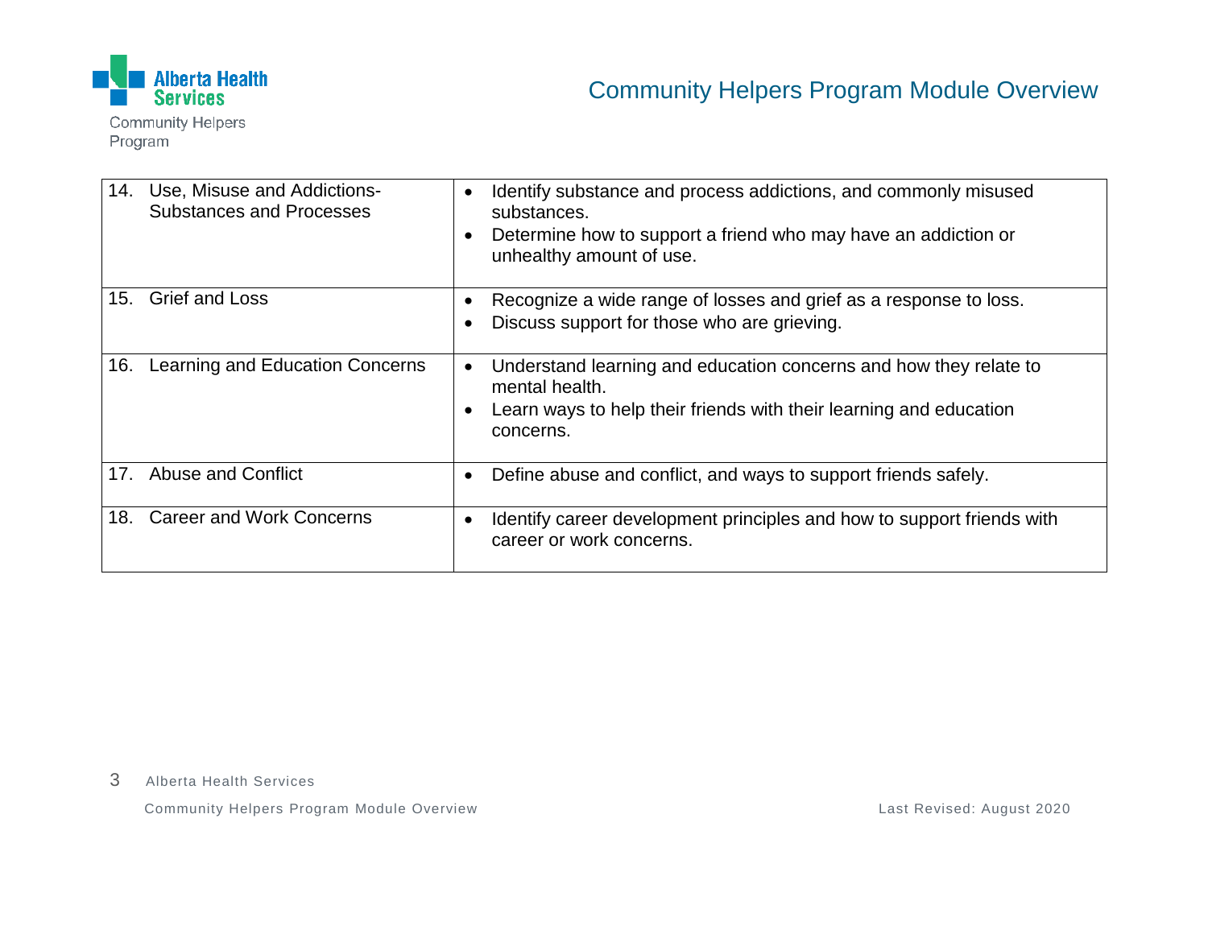| | |
|---|---|
| 14. Use, Misuse and Addictions-Substances and Processes | • Identify substance and process addictions, and commonly misused substances.<br>• Determine how to support a friend who may have an addiction or unhealthy amount of use. |
| 15. Grief and Loss | • Recognize a wide range of losses and grief as a response to loss.<br>• Discuss support for those who are grieving. |
| 16. Learning and Education Concerns | • Understand learning and education concerns and how they relate to mental health.<br>• Learn ways to help their friends with their learning and education concerns. |
| 17. Abuse and Conflict | • Define abuse and conflict, and ways to support friends safely. |
| 18. Career and Work Concerns | • Identify career development principles and how to support friends with career or work concerns. |